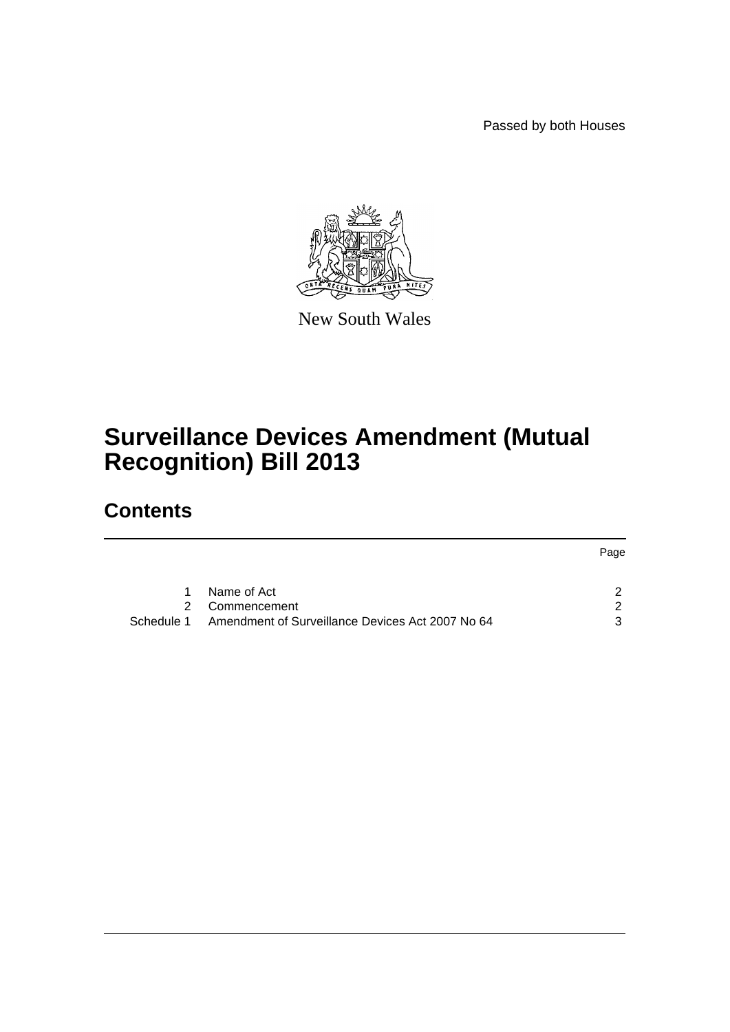Passed by both Houses

New South Wales

# Surveillance Devices Amendment (Mutual Recognition) Bill 2013

## Contents

| | | Page |
|---|---|---|
| 1 | Name of Act | 2 |
| 2 | Commencement | 2 |
| Schedule 1 | Amendment of Surveillance Devices Act 2007 No 64 | 3 |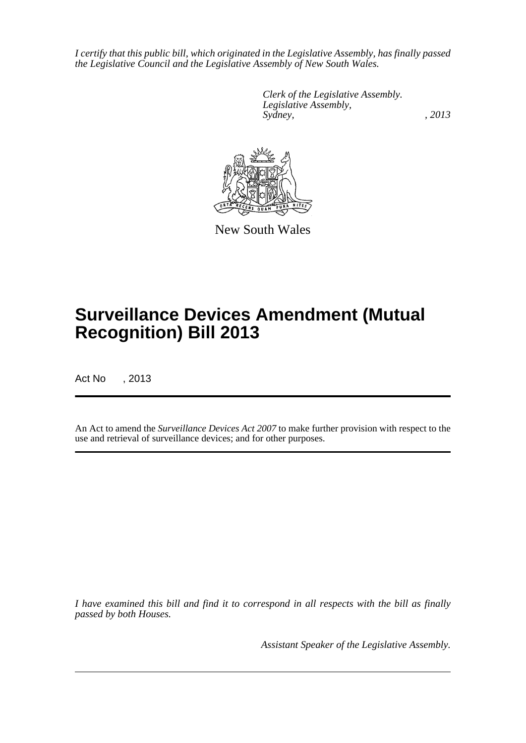*I certify that this public bill, which originated in the Legislative Assembly, has finally passed the Legislative Council and the Legislative Assembly of New South Wales.*

*Clerk of the Legislative Assembly.*
*Legislative Assembly,*
*Sydney, , 2013*

New South Wales

# Surveillance Devices Amendment (Mutual Recognition) Bill 2013

Act No , 2013

An Act to amend the *Surveillance Devices Act 2007* to make further provision with respect to the use and retrieval of surveillance devices; and for other purposes.

*I have examined this bill and find it to correspond in all respects with the bill as finally passed by both Houses.*

*Assistant Speaker of the Legislative Assembly.*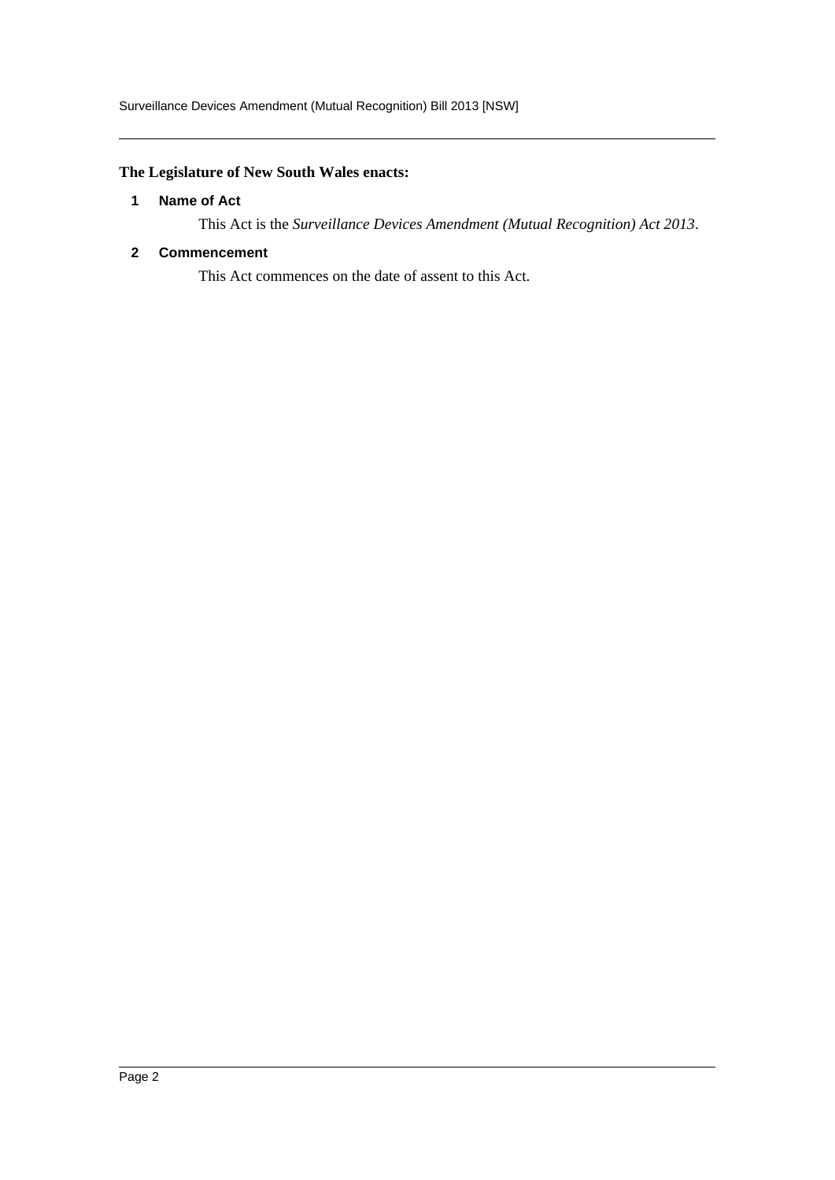**The Legislature of New South Wales enacts:**

### 1 Name of Act

This Act is the *Surveillance Devices Amendment (Mutual Recognition) Act 2013*.

### 2 Commencement

This Act commences on the date of assent to this Act.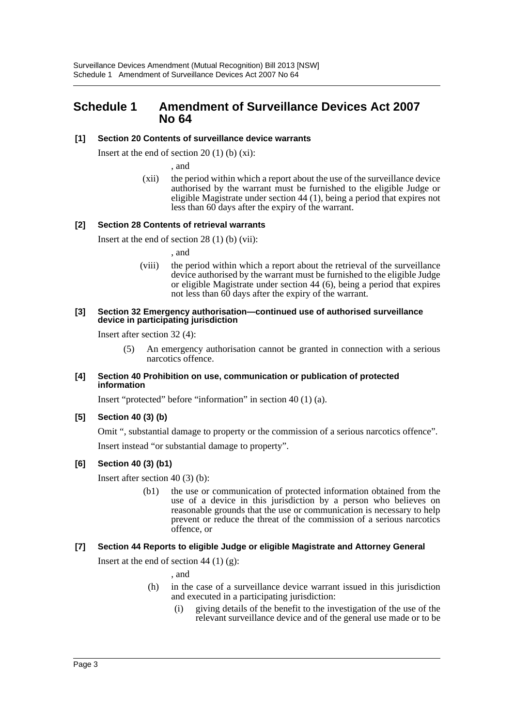# Schedule 1 Amendment of Surveillance Devices Act 2007 No 64

**[1] Section 20 Contents of surveillance device warrants**

Insert at the end of section 20 (1) (b) (xi):

, and

(xii) the period within which a report about the use of the surveillance device authorised by the warrant must be furnished to the eligible Judge or eligible Magistrate under section 44 (1), being a period that expires not less than 60 days after the expiry of the warrant.

**[2] Section 28 Contents of retrieval warrants**

Insert at the end of section 28 (1) (b) (vii):

, and

(viii) the period within which a report about the retrieval of the surveillance device authorised by the warrant must be furnished to the eligible Judge or eligible Magistrate under section 44 (6), being a period that expires not less than 60 days after the expiry of the warrant.

**[3] Section 32 Emergency authorisation—continued use of authorised surveillance device in participating jurisdiction**

Insert after section 32 (4):

(5) An emergency authorisation cannot be granted in connection with a serious narcotics offence.

**[4] Section 40 Prohibition on use, communication or publication of protected information**

Insert "protected" before "information" in section 40 (1) (a).

**[5] Section 40 (3) (b)**

Omit ", substantial damage to property or the commission of a serious narcotics offence".

Insert instead "or substantial damage to property".

**[6] Section 40 (3) (b1)**

Insert after section 40 (3) (b):

(b1) the use or communication of protected information obtained from the use of a device in this jurisdiction by a person who believes on reasonable grounds that the use or communication is necessary to help prevent or reduce the threat of the commission of a serious narcotics offence, or

**[7] Section 44 Reports to eligible Judge or eligible Magistrate and Attorney General**

Insert at the end of section 44 (1) (g):

, and

(h) in the case of a surveillance device warrant issued in this jurisdiction and executed in a participating jurisdiction:

(i) giving details of the benefit to the investigation of the use of the relevant surveillance device and of the general use made or to be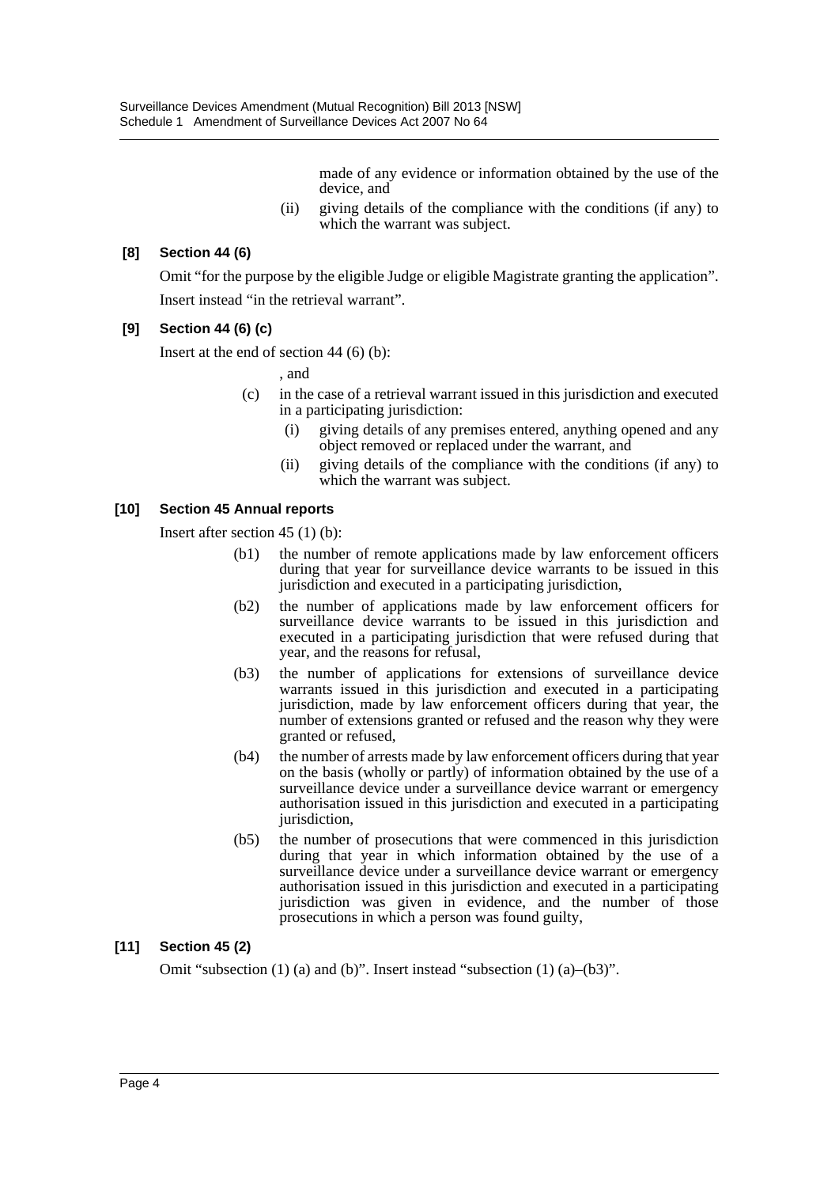made of any evidence or information obtained by the use of the device, and

(ii) giving details of the compliance with the conditions (if any) to which the warrant was subject.

**[8] Section 44 (6)**

Omit "for the purpose by the eligible Judge or eligible Magistrate granting the application". Insert instead "in the retrieval warrant".

**[9] Section 44 (6) (c)**

Insert at the end of section 44 (6) (b):

, and

(c) in the case of a retrieval warrant issued in this jurisdiction and executed in a participating jurisdiction:

(i) giving details of any premises entered, anything opened and any object removed or replaced under the warrant, and

(ii) giving details of the compliance with the conditions (if any) to which the warrant was subject.

**[10] Section 45 Annual reports**

Insert after section 45 (1) (b):

(b1) the number of remote applications made by law enforcement officers during that year for surveillance device warrants to be issued in this jurisdiction and executed in a participating jurisdiction,

(b2) the number of applications made by law enforcement officers for surveillance device warrants to be issued in this jurisdiction and executed in a participating jurisdiction that were refused during that year, and the reasons for refusal,

(b3) the number of applications for extensions of surveillance device warrants issued in this jurisdiction and executed in a participating jurisdiction, made by law enforcement officers during that year, the number of extensions granted or refused and the reason why they were granted or refused,

(b4) the number of arrests made by law enforcement officers during that year on the basis (wholly or partly) of information obtained by the use of a surveillance device under a surveillance device warrant or emergency authorisation issued in this jurisdiction and executed in a participating jurisdiction,

(b5) the number of prosecutions that were commenced in this jurisdiction during that year in which information obtained by the use of a surveillance device under a surveillance device warrant or emergency authorisation issued in this jurisdiction and executed in a participating jurisdiction was given in evidence, and the number of those prosecutions in which a person was found guilty,

**[11] Section 45 (2)**

Omit "subsection (1) (a) and (b)". Insert instead "subsection (1) (a)–(b3)".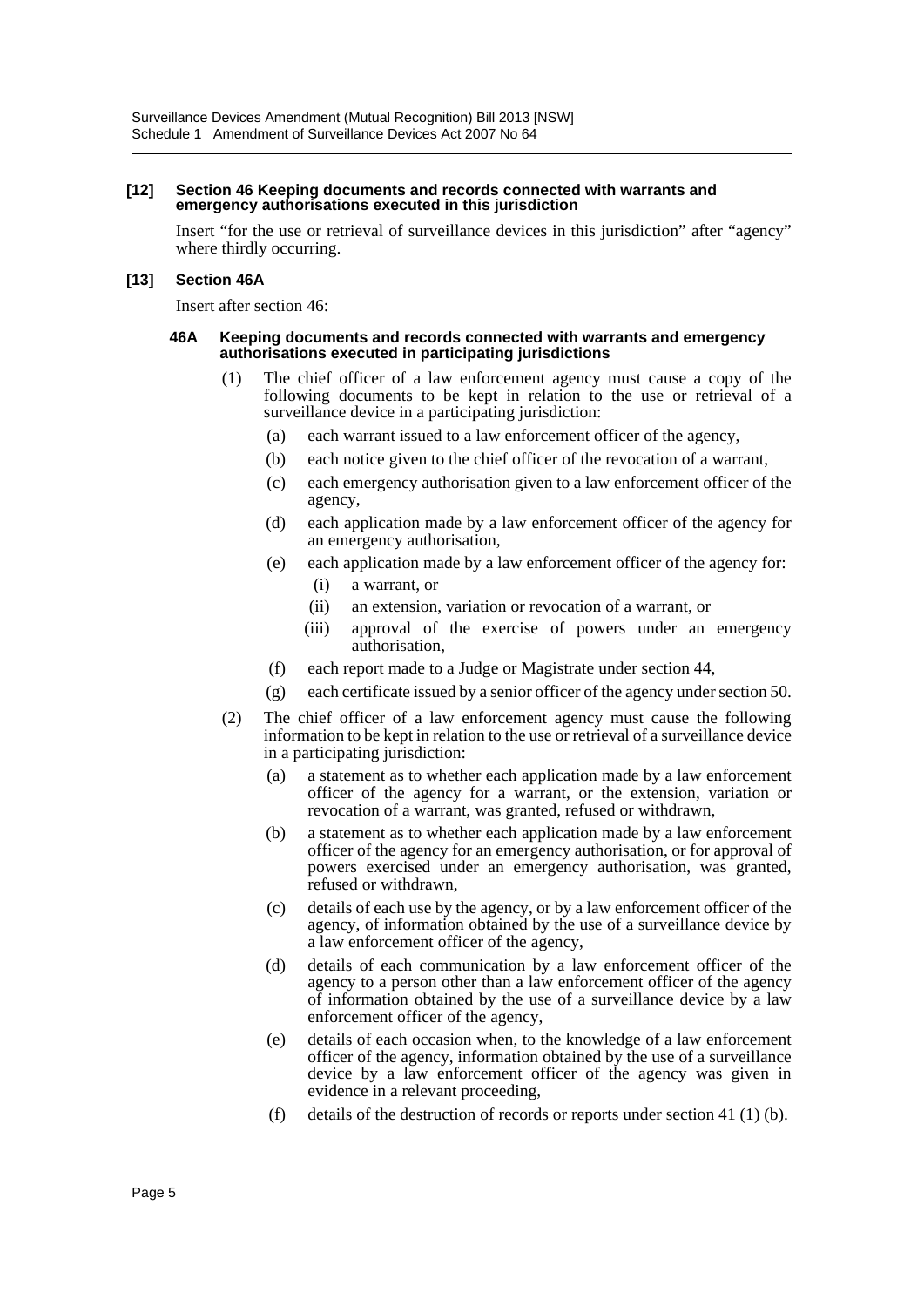#### [12] Section 46 Keeping documents and records connected with warrants and emergency authorisations executed in this jurisdiction

Insert "for the use or retrieval of surveillance devices in this jurisdiction" after "agency" where thirdly occurring.

#### [13] Section 46A

Insert after section 46:

##### 46A Keeping documents and records connected with warrants and emergency authorisations executed in participating jurisdictions

(1) The chief officer of a law enforcement agency must cause a copy of the following documents to be kept in relation to the use or retrieval of a surveillance device in a participating jurisdiction:

- (a) each warrant issued to a law enforcement officer of the agency,
- (b) each notice given to the chief officer of the revocation of a warrant,
- (c) each emergency authorisation given to a law enforcement officer of the agency,
- (d) each application made by a law enforcement officer of the agency for an emergency authorisation,
- (e) each application made by a law enforcement officer of the agency for:
  - (i) a warrant, or
  - (ii) an extension, variation or revocation of a warrant, or
  - (iii) approval of the exercise of powers under an emergency authorisation,
- (f) each report made to a Judge or Magistrate under section 44,
- (g) each certificate issued by a senior officer of the agency under section 50.

(2) The chief officer of a law enforcement agency must cause the following information to be kept in relation to the use or retrieval of a surveillance device in a participating jurisdiction:

- (a) a statement as to whether each application made by a law enforcement officer of the agency for a warrant, or the extension, variation or revocation of a warrant, was granted, refused or withdrawn,
- (b) a statement as to whether each application made by a law enforcement officer of the agency for an emergency authorisation, or for approval of powers exercised under an emergency authorisation, was granted, refused or withdrawn,
- (c) details of each use by the agency, or by a law enforcement officer of the agency, of information obtained by the use of a surveillance device by a law enforcement officer of the agency,
- (d) details of each communication by a law enforcement officer of the agency to a person other than a law enforcement officer of the agency of information obtained by the use of a surveillance device by a law enforcement officer of the agency,
- (e) details of each occasion when, to the knowledge of a law enforcement officer of the agency, information obtained by the use of a surveillance device by a law enforcement officer of the agency was given in evidence in a relevant proceeding,
- (f) details of the destruction of records or reports under section 41 (1) (b).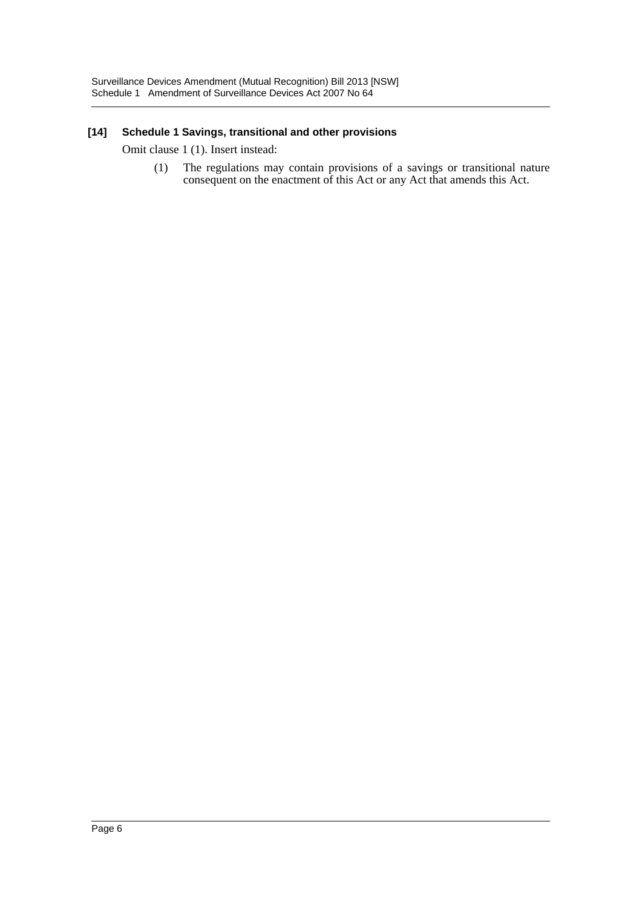**[14] Schedule 1 Savings, transitional and other provisions**

Omit clause 1 (1). Insert instead:

(1) The regulations may contain provisions of a savings or transitional nature consequent on the enactment of this Act or any Act that amends this Act.